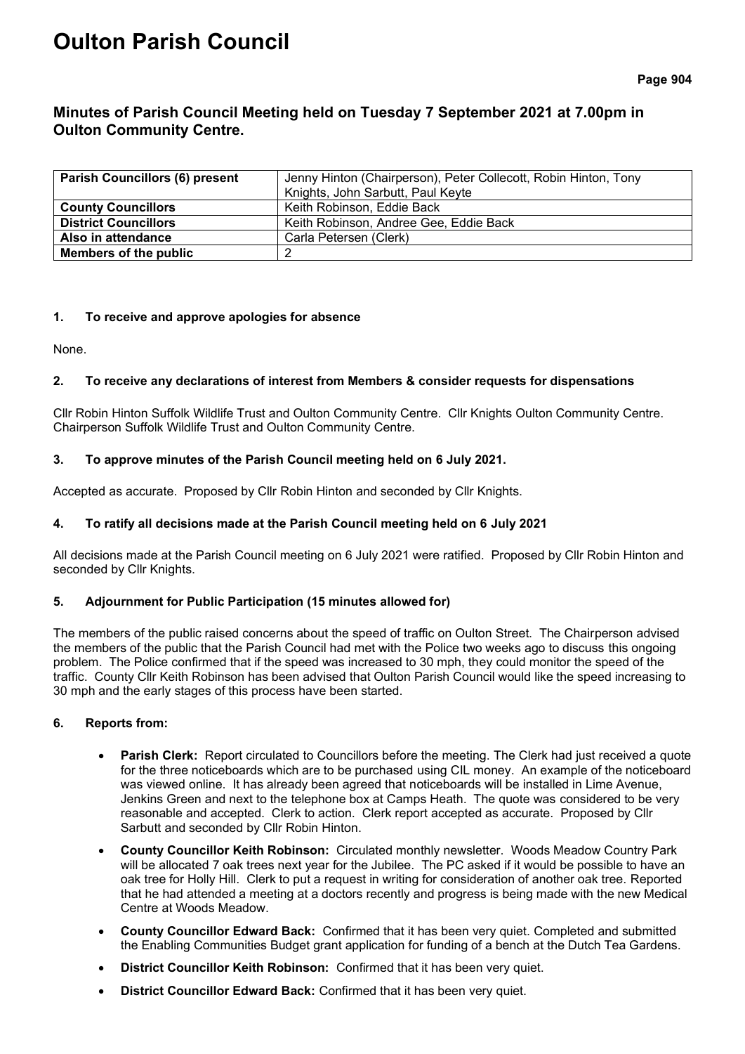# Oulton Parish Council

## Minutes of Parish Council Meeting held on Tuesday 7 September 2021 at 7.00pm in Oulton Community Centre.

| **Parish Councillors (6) present** | Jenny Hinton (Chairperson), Peter Collecott, Robin Hinton, Tony Knights, John Sarbutt, Paul Keyte |
|---|---|
| **County Councillors** | Keith Robinson, Eddie Back |
| **District Councillors** | Keith Robinson, Andree Gee, Eddie Back |
| **Also in attendance** | Carla Petersen (Clerk) |
| **Members of the public** | 2 |

### 1. To receive and approve apologies for absence

None.

### 2. To receive any declarations of interest from Members & consider requests for dispensations

Cllr Robin Hinton Suffolk Wildlife Trust and Oulton Community Centre. Cllr Knights Oulton Community Centre. Chairperson Suffolk Wildlife Trust and Oulton Community Centre.

### 3. To approve minutes of the Parish Council meeting held on 6 July 2021.

Accepted as accurate. Proposed by Cllr Robin Hinton and seconded by Cllr Knights.

### 4. To ratify all decisions made at the Parish Council meeting held on 6 July 2021

All decisions made at the Parish Council meeting on 6 July 2021 were ratified. Proposed by Cllr Robin Hinton and seconded by Cllr Knights.

### 5. Adjournment for Public Participation (15 minutes allowed for)

The members of the public raised concerns about the speed of traffic on Oulton Street. The Chairperson advised the members of the public that the Parish Council had met with the Police two weeks ago to discuss this ongoing problem. The Police confirmed that if the speed was increased to 30 mph, they could monitor the speed of the traffic. County Cllr Keith Robinson has been advised that Oulton Parish Council would like the speed increasing to 30 mph and the early stages of this process have been started.

### 6. Reports from:

- **Parish Clerk:** Report circulated to Councillors before the meeting. The Clerk had just received a quote for the three noticeboards which are to be purchased using CIL money. An example of the noticeboard was viewed online. It has already been agreed that noticeboards will be installed in Lime Avenue, Jenkins Green and next to the telephone box at Camps Heath. The quote was considered to be very reasonable and accepted. Clerk to action. Clerk report accepted as accurate. Proposed by Cllr Sarbutt and seconded by Cllr Robin Hinton.
- **County Councillor Keith Robinson:** Circulated monthly newsletter. Woods Meadow Country Park will be allocated 7 oak trees next year for the Jubilee. The PC asked if it would be possible to have an oak tree for Holly Hill. Clerk to put a request in writing for consideration of another oak tree. Reported that he had attended a meeting at a doctors recently and progress is being made with the new Medical Centre at Woods Meadow.
- **County Councillor Edward Back:** Confirmed that it has been very quiet. Completed and submitted the Enabling Communities Budget grant application for funding of a bench at the Dutch Tea Gardens.
- **District Councillor Keith Robinson:** Confirmed that it has been very quiet.
- **District Councillor Edward Back:** Confirmed that it has been very quiet.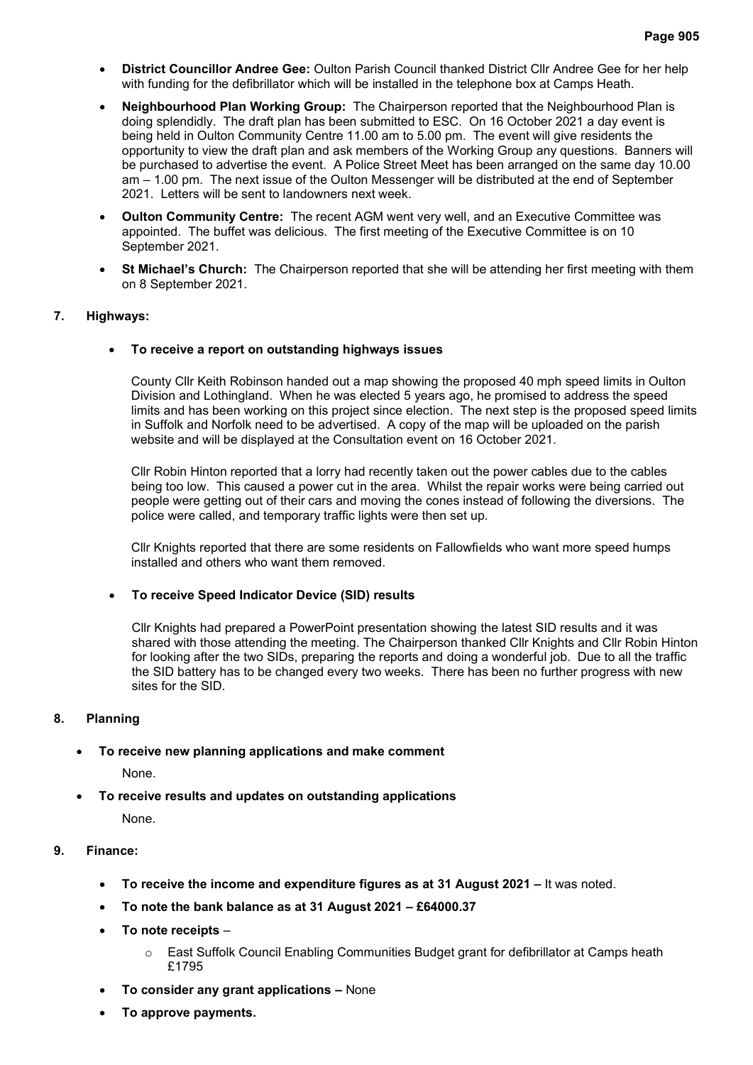- **District Councillor Andree Gee:** Oulton Parish Council thanked District Cllr Andree Gee for her help with funding for the defibrillator which will be installed in the telephone box at Camps Heath.
- **Neighbourhood Plan Working Group:** The Chairperson reported that the Neighbourhood Plan is doing splendidly. The draft plan has been submitted to ESC. On 16 October 2021 a day event is being held in Oulton Community Centre 11.00 am to 5.00 pm. The event will give residents the opportunity to view the draft plan and ask members of the Working Group any questions. Banners will be purchased to advertise the event. A Police Street Meet has been arranged on the same day 10.00 am – 1.00 pm. The next issue of the Oulton Messenger will be distributed at the end of September 2021. Letters will be sent to landowners next week.
- **Oulton Community Centre:** The recent AGM went very well, and an Executive Committee was appointed. The buffet was delicious. The first meeting of the Executive Committee is on 10 September 2021.
- **St Michael's Church:** The Chairperson reported that she will be attending her first meeting with them on 8 September 2021.

## 7. Highways:

- **To receive a report on outstanding highways issues**

  County Cllr Keith Robinson handed out a map showing the proposed 40 mph speed limits in Oulton Division and Lothingland. When he was elected 5 years ago, he promised to address the speed limits and has been working on this project since election. The next step is the proposed speed limits in Suffolk and Norfolk need to be advertised. A copy of the map will be uploaded on the parish website and will be displayed at the Consultation event on 16 October 2021.

  Cllr Robin Hinton reported that a lorry had recently taken out the power cables due to the cables being too low. This caused a power cut in the area. Whilst the repair works were being carried out people were getting out of their cars and moving the cones instead of following the diversions. The police were called, and temporary traffic lights were then set up.

  Cllr Knights reported that there are some residents on Fallowfields who want more speed humps installed and others who want them removed.

- **To receive Speed Indicator Device (SID) results**

  Cllr Knights had prepared a PowerPoint presentation showing the latest SID results and it was shared with those attending the meeting. The Chairperson thanked Cllr Knights and Cllr Robin Hinton for looking after the two SIDs, preparing the reports and doing a wonderful job. Due to all the traffic the SID battery has to be changed every two weeks. There has been no further progress with new sites for the SID.

## 8. Planning

- **To receive new planning applications and make comment**

  None.

- **To receive results and updates on outstanding applications**

  None.

## 9. Finance:

- **To receive the income and expenditure figures as at 31 August 2021 –** It was noted.
- **To note the bank balance as at 31 August 2021 – £64000.37**
- **To note receipts** –
  - East Suffolk Council Enabling Communities Budget grant for defibrillator at Camps heath £1795
- **To consider any grant applications –** None
- **To approve payments.**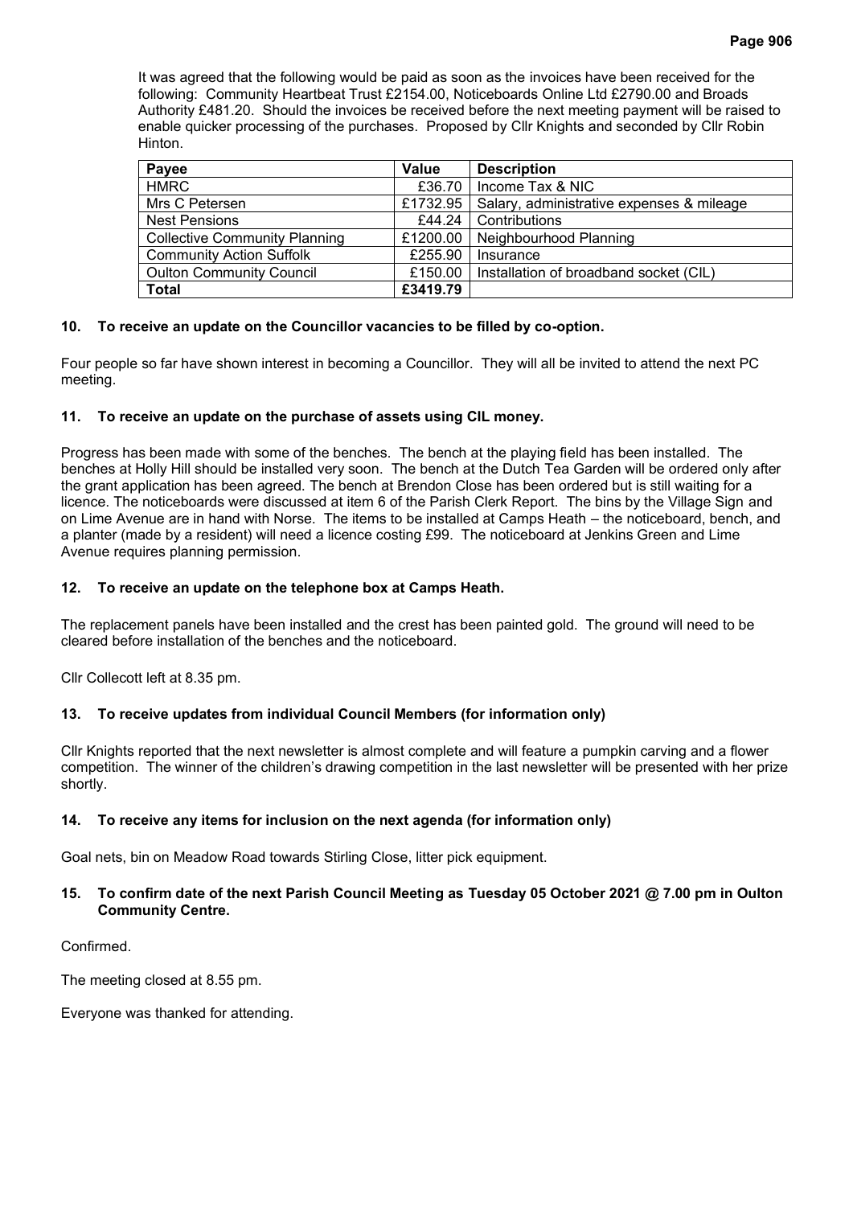It was agreed that the following would be paid as soon as the invoices have been received for the following: Community Heartbeat Trust £2154.00, Noticeboards Online Ltd £2790.00 and Broads Authority £481.20. Should the invoices be received before the next meeting payment will be raised to enable quicker processing of the purchases. Proposed by Cllr Knights and seconded by Cllr Robin Hinton.

| Payee | Value | Description |
|---|---|---|
| HMRC | £36.70 | Income Tax & NIC |
| Mrs C Petersen | £1732.95 | Salary, administrative expenses & mileage |
| Nest Pensions | £44.24 | Contributions |
| Collective Community Planning | £1200.00 | Neighbourhood Planning |
| Community Action Suffolk | £255.90 | Insurance |
| Oulton Community Council | £150.00 | Installation of broadband socket (CIL) |
| **Total** | **£3419.79** | |

### 10. To receive an update on the Councillor vacancies to be filled by co-option.

Four people so far have shown interest in becoming a Councillor. They will all be invited to attend the next PC meeting.

### 11. To receive an update on the purchase of assets using CIL money.

Progress has been made with some of the benches. The bench at the playing field has been installed. The benches at Holly Hill should be installed very soon. The bench at the Dutch Tea Garden will be ordered only after the grant application has been agreed. The bench at Brendon Close has been ordered but is still waiting for a licence. The noticeboards were discussed at item 6 of the Parish Clerk Report. The bins by the Village Sign and on Lime Avenue are in hand with Norse. The items to be installed at Camps Heath – the noticeboard, bench, and a planter (made by a resident) will need a licence costing £99. The noticeboard at Jenkins Green and Lime Avenue requires planning permission.

### 12. To receive an update on the telephone box at Camps Heath.

The replacement panels have been installed and the crest has been painted gold. The ground will need to be cleared before installation of the benches and the noticeboard.

Cllr Collecott left at 8.35 pm.

### 13. To receive updates from individual Council Members (for information only)

Cllr Knights reported that the next newsletter is almost complete and will feature a pumpkin carving and a flower competition. The winner of the children's drawing competition in the last newsletter will be presented with her prize shortly.

### 14. To receive any items for inclusion on the next agenda (for information only)

Goal nets, bin on Meadow Road towards Stirling Close, litter pick equipment.

### 15. To confirm date of the next Parish Council Meeting as Tuesday 05 October 2021 @ 7.00 pm in Oulton Community Centre.

Confirmed.

The meeting closed at 8.55 pm.

Everyone was thanked for attending.